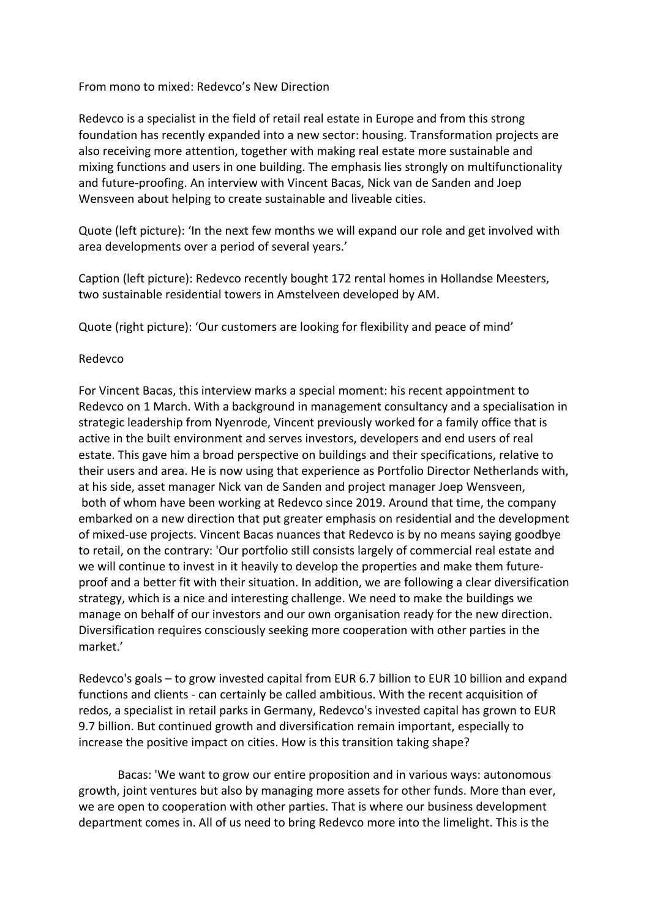# From mono to mixed: Redevco's New Direction

Redevco is a specialist in the field of retail real estate in Europe and from this strong foundation has recently expanded into a new sector: housing. Transformation projects are also receiving more attention, together with making real estate more sustainable and mixing functions and users in one building. The emphasis lies strongly on multifunctionality and future-proofing. An interview with Vincent Bacas, Nick van de Sanden and Joep Wensveen about helping to create sustainable and liveable cities.

Quote (left picture): 'In the next few months we will expand our role and get involved with area developments over a period of several years.'

Caption (left picture): Redevco recently bought 172 rental homes in Hollandse Meesters, two sustainable residential towers in Amstelveen developed by AM.

Quote (right picture): 'Our customers are looking for flexibility and peace of mind'

## Redevco

For Vincent Bacas, this interview marks a special moment: his recent appointment to Redevco on 1 March. With a background in management consultancy and a specialisation in strategic leadership from Nyenrode, Vincent previously worked for a family office that is active in the built environment and serves investors, developers and end users of real estate. This gave him a broad perspective on buildings and their specifications, relative to their users and area. He is now using that experience as Portfolio Director Netherlands with, at his side, asset manager Nick van de Sanden and project manager Joep Wensveen, both of whom have been working at Redevco since 2019. Around that time, the company embarked on a new direction that put greater emphasis on residential and the development of mixed-use projects. Vincent Bacas nuances that Redevco is by no means saying goodbye to retail, on the contrary: 'Our portfolio still consists largely of commercial real estate and we will continue to invest in it heavily to develop the properties and make them future-proof and a better fit with their situation. In addition, we are following a clear diversification strategy, which is a nice and interesting challenge. We need to make the buildings we manage on behalf of our investors and our own organisation ready for the new direction. Diversification requires consciously seeking more cooperation with other parties in the market.'

Redevco's goals – to grow invested capital from EUR 6.7 billion to EUR 10 billion and expand functions and clients - can certainly be called ambitious. With the recent acquisition of redos, a specialist in retail parks in Germany, Redevco's invested capital has grown to EUR 9.7 billion. But continued growth and diversification remain important, especially to increase the positive impact on cities. How is this transition taking shape?

Bacas: 'We want to grow our entire proposition and in various ways: autonomous growth, joint ventures but also by managing more assets for other funds. More than ever, we are open to cooperation with other parties. That is where our business development department comes in. All of us need to bring Redevco more into the limelight. This is the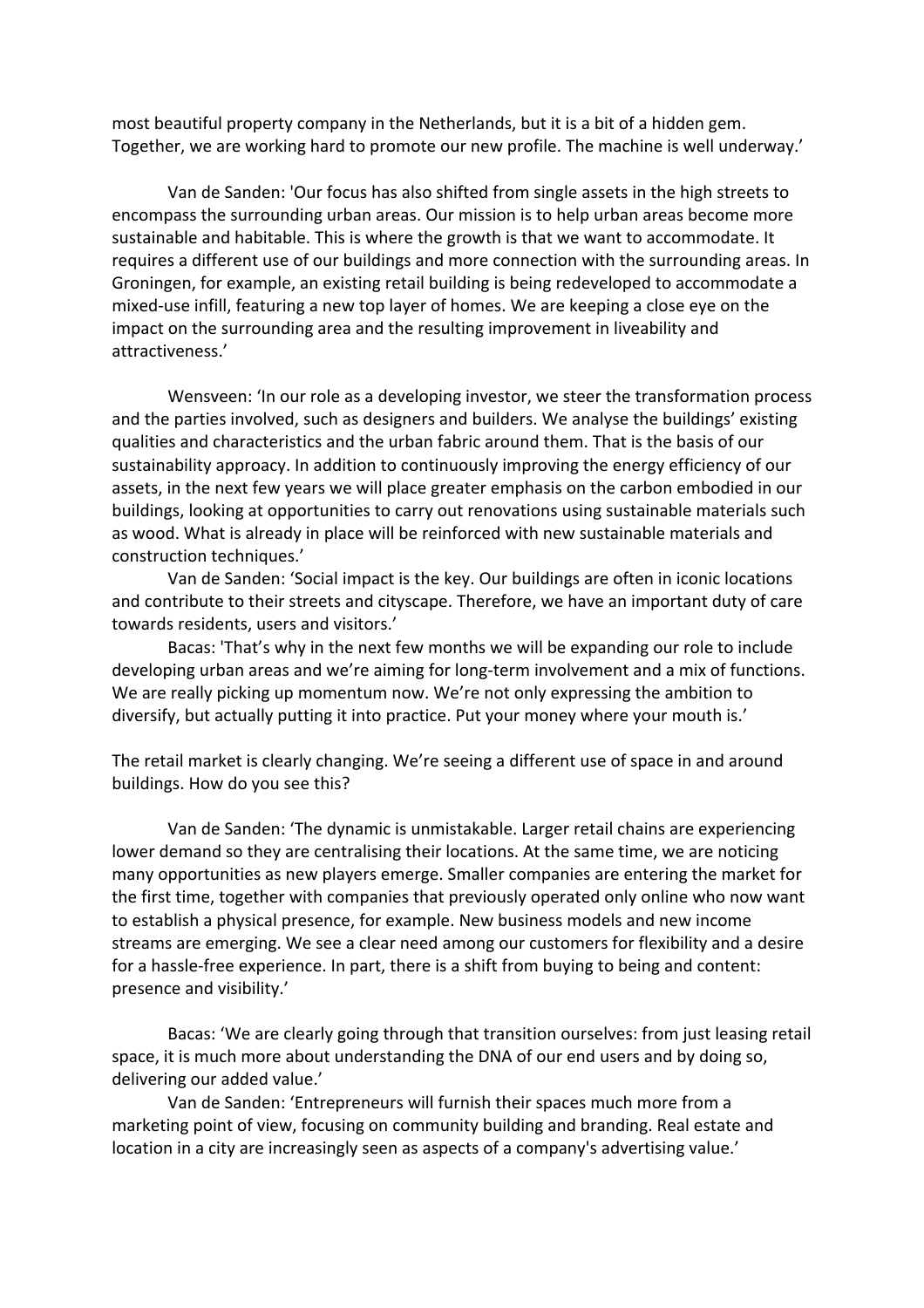most beautiful property company in the Netherlands, but it is a bit of a hidden gem. Together, we are working hard to promote our new profile. The machine is well underway.'

Van de Sanden: 'Our focus has also shifted from single assets in the high streets to encompass the surrounding urban areas. Our mission is to help urban areas become more sustainable and habitable. This is where the growth is that we want to accommodate. It requires a different use of our buildings and more connection with the surrounding areas. In Groningen, for example, an existing retail building is being redeveloped to accommodate a mixed-use infill, featuring a new top layer of homes. We are keeping a close eye on the impact on the surrounding area and the resulting improvement in liveability and attractiveness.'

Wensveen: 'In our role as a developing investor, we steer the transformation process and the parties involved, such as designers and builders. We analyse the buildings' existing qualities and characteristics and the urban fabric around them. That is the basis of our sustainability approacy. In addition to continuously improving the energy efficiency of our assets, in the next few years we will place greater emphasis on the carbon embodied in our buildings, looking at opportunities to carry out renovations using sustainable materials such as wood. What is already in place will be reinforced with new sustainable materials and construction techniques.'

Van de Sanden: 'Social impact is the key. Our buildings are often in iconic locations and contribute to their streets and cityscape. Therefore, we have an important duty of care towards residents, users and visitors.'

Bacas: 'That's why in the next few months we will be expanding our role to include developing urban areas and we're aiming for long-term involvement and a mix of functions. We are really picking up momentum now. We're not only expressing the ambition to diversify, but actually putting it into practice. Put your money where your mouth is.'

The retail market is clearly changing. We're seeing a different use of space in and around buildings. How do you see this?

Van de Sanden: 'The dynamic is unmistakable. Larger retail chains are experiencing lower demand so they are centralising their locations. At the same time, we are noticing many opportunities as new players emerge. Smaller companies are entering the market for the first time, together with companies that previously operated only online who now want to establish a physical presence, for example. New business models and new income streams are emerging. We see a clear need among our customers for flexibility and a desire for a hassle-free experience. In part, there is a shift from buying to being and content: presence and visibility.'

Bacas: 'We are clearly going through that transition ourselves: from just leasing retail space, it is much more about understanding the DNA of our end users and by doing so, delivering our added value.'

Van de Sanden: 'Entrepreneurs will furnish their spaces much more from a marketing point of view, focusing on community building and branding. Real estate and location in a city are increasingly seen as aspects of a company's advertising value.'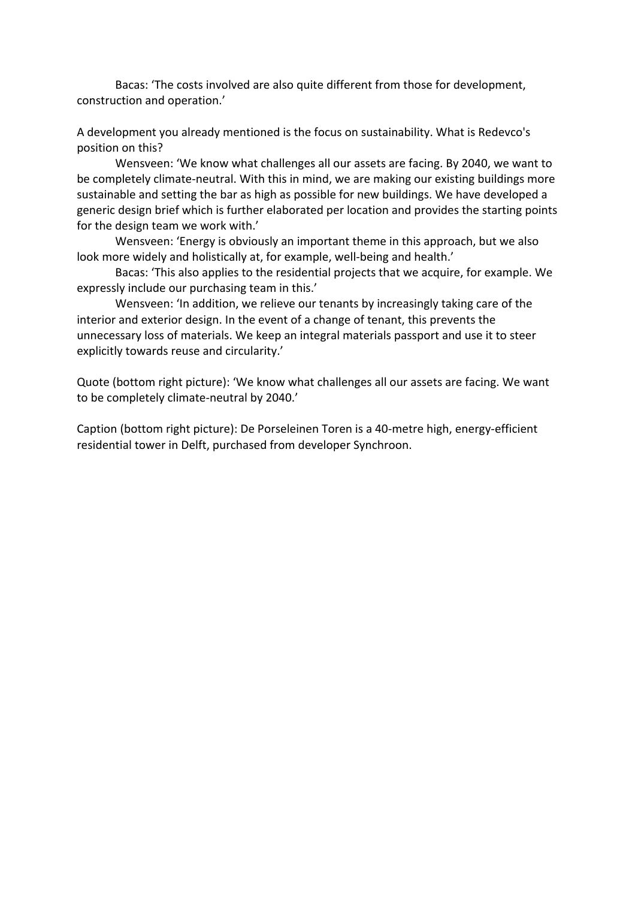Bacas: 'The costs involved are also quite different from those for development, construction and operation.'

A development you already mentioned is the focus on sustainability. What is Redevco's position on this?

Wensveen: 'We know what challenges all our assets are facing. By 2040, we want to be completely climate-neutral. With this in mind, we are making our existing buildings more sustainable and setting the bar as high as possible for new buildings. We have developed a generic design brief which is further elaborated per location and provides the starting points for the design team we work with.'

Wensveen: 'Energy is obviously an important theme in this approach, but we also look more widely and holistically at, for example, well-being and health.'

Bacas: 'This also applies to the residential projects that we acquire, for example. We expressly include our purchasing team in this.'

Wensveen: 'In addition, we relieve our tenants by increasingly taking care of the interior and exterior design. In the event of a change of tenant, this prevents the unnecessary loss of materials. We keep an integral materials passport and use it to steer explicitly towards reuse and circularity.'

Quote (bottom right picture): 'We know what challenges all our assets are facing. We want to be completely climate-neutral by 2040.'

Caption (bottom right picture): De Porseleinen Toren is a 40-metre high, energy-efficient residential tower in Delft, purchased from developer Synchroon.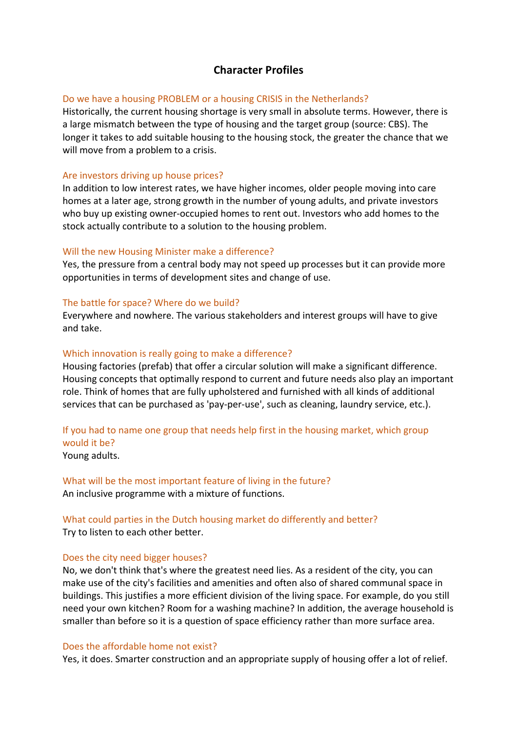# Character Profiles

### Do we have a housing PROBLEM or a housing CRISIS in the Netherlands?

Historically, the current housing shortage is very small in absolute terms. However, there is a large mismatch between the type of housing and the target group (source: CBS). The longer it takes to add suitable housing to the housing stock, the greater the chance that we will move from a problem to a crisis.

### Are investors driving up house prices?

In addition to low interest rates, we have higher incomes, older people moving into care homes at a later age, strong growth in the number of young adults, and private investors who buy up existing owner-occupied homes to rent out. Investors who add homes to the stock actually contribute to a solution to the housing problem.

### Will the new Housing Minister make a difference?

Yes, the pressure from a central body may not speed up processes but it can provide more opportunities in terms of development sites and change of use.

### The battle for space? Where do we build?

Everywhere and nowhere. The various stakeholders and interest groups will have to give and take.

### Which innovation is really going to make a difference?

Housing factories (prefab) that offer a circular solution will make a significant difference. Housing concepts that optimally respond to current and future needs also play an important role. Think of homes that are fully upholstered and furnished with all kinds of additional services that can be purchased as 'pay-per-use', such as cleaning, laundry service, etc.).

### If you had to name one group that needs help first in the housing market, which group would it be?

Young adults.

### What will be the most important feature of living in the future?

An inclusive programme with a mixture of functions.

### What could parties in the Dutch housing market do differently and better?

Try to listen to each other better.

### Does the city need bigger houses?

No, we don't think that's where the greatest need lies. As a resident of the city, you can make use of the city's facilities and amenities and often also of shared communal space in buildings. This justifies a more efficient division of the living space. For example, do you still need your own kitchen? Room for a washing machine? In addition, the average household is smaller than before so it is a question of space efficiency rather than more surface area.

### Does the affordable home not exist?

Yes, it does. Smarter construction and an appropriate supply of housing offer a lot of relief.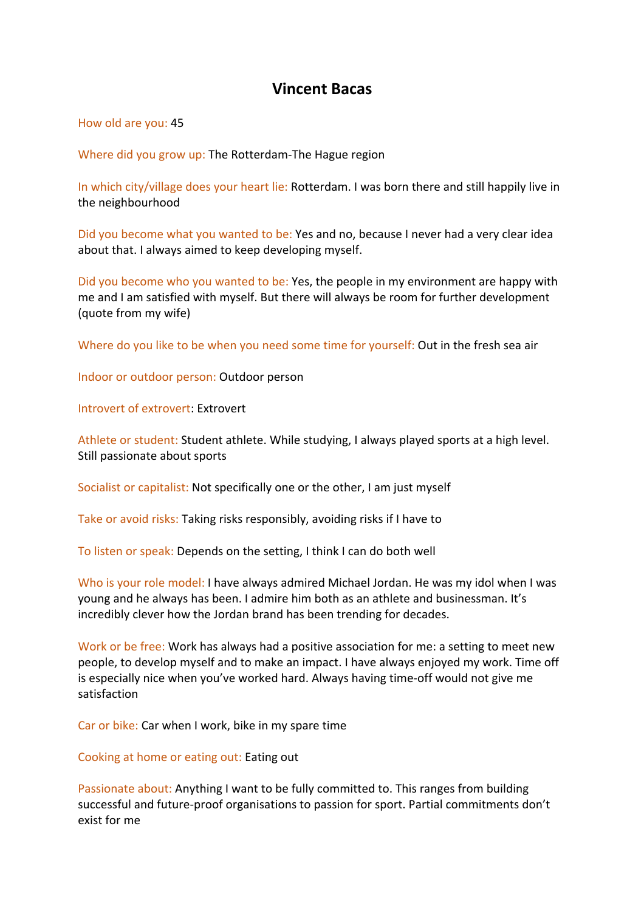# Vincent Bacas

How old are you: 45

Where did you grow up: The Rotterdam-The Hague region

In which city/village does your heart lie: Rotterdam. I was born there and still happily live in the neighbourhood

Did you become what you wanted to be: Yes and no, because I never had a very clear idea about that. I always aimed to keep developing myself.

Did you become who you wanted to be: Yes, the people in my environment are happy with me and I am satisfied with myself. But there will always be room for further development (quote from my wife)

Where do you like to be when you need some time for yourself: Out in the fresh sea air

Indoor or outdoor person: Outdoor person

Introvert of extrovert: Extrovert

Athlete or student: Student athlete. While studying, I always played sports at a high level. Still passionate about sports

Socialist or capitalist: Not specifically one or the other, I am just myself

Take or avoid risks: Taking risks responsibly, avoiding risks if I have to

To listen or speak: Depends on the setting, I think I can do both well

Who is your role model: I have always admired Michael Jordan. He was my idol when I was young and he always has been. I admire him both as an athlete and businessman. It's incredibly clever how the Jordan brand has been trending for decades.

Work or be free: Work has always had a positive association for me: a setting to meet new people, to develop myself and to make an impact. I have always enjoyed my work. Time off is especially nice when you've worked hard. Always having time-off would not give me satisfaction

Car or bike: Car when I work, bike in my spare time

Cooking at home or eating out: Eating out

Passionate about: Anything I want to be fully committed to. This ranges from building successful and future-proof organisations to passion for sport. Partial commitments don't exist for me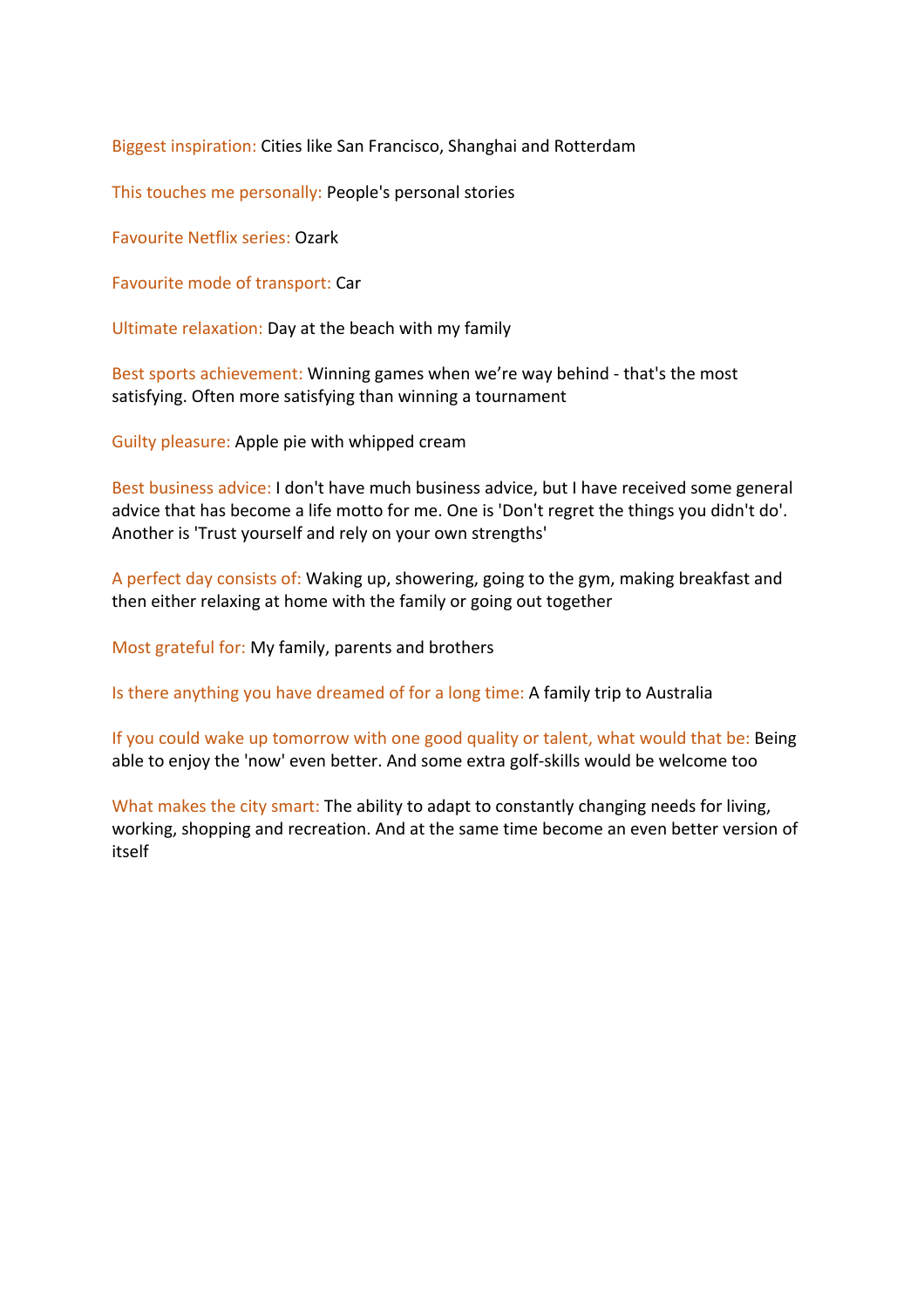Biggest inspiration: Cities like San Francisco, Shanghai and Rotterdam

This touches me personally: People's personal stories

Favourite Netflix series: Ozark

Favourite mode of transport: Car

Ultimate relaxation: Day at the beach with my family

Best sports achievement: Winning games when we're way behind - that's the most satisfying. Often more satisfying than winning a tournament

Guilty pleasure: Apple pie with whipped cream

Best business advice: I don't have much business advice, but I have received some general advice that has become a life motto for me. One is 'Don't regret the things you didn't do'. Another is 'Trust yourself and rely on your own strengths'

A perfect day consists of: Waking up, showering, going to the gym, making breakfast and then either relaxing at home with the family or going out together

Most grateful for: My family, parents and brothers

Is there anything you have dreamed of for a long time: A family trip to Australia

If you could wake up tomorrow with one good quality or talent, what would that be: Being able to enjoy the 'now' even better. And some extra golf-skills would be welcome too

What makes the city smart: The ability to adapt to constantly changing needs for living, working, shopping and recreation. And at the same time become an even better version of itself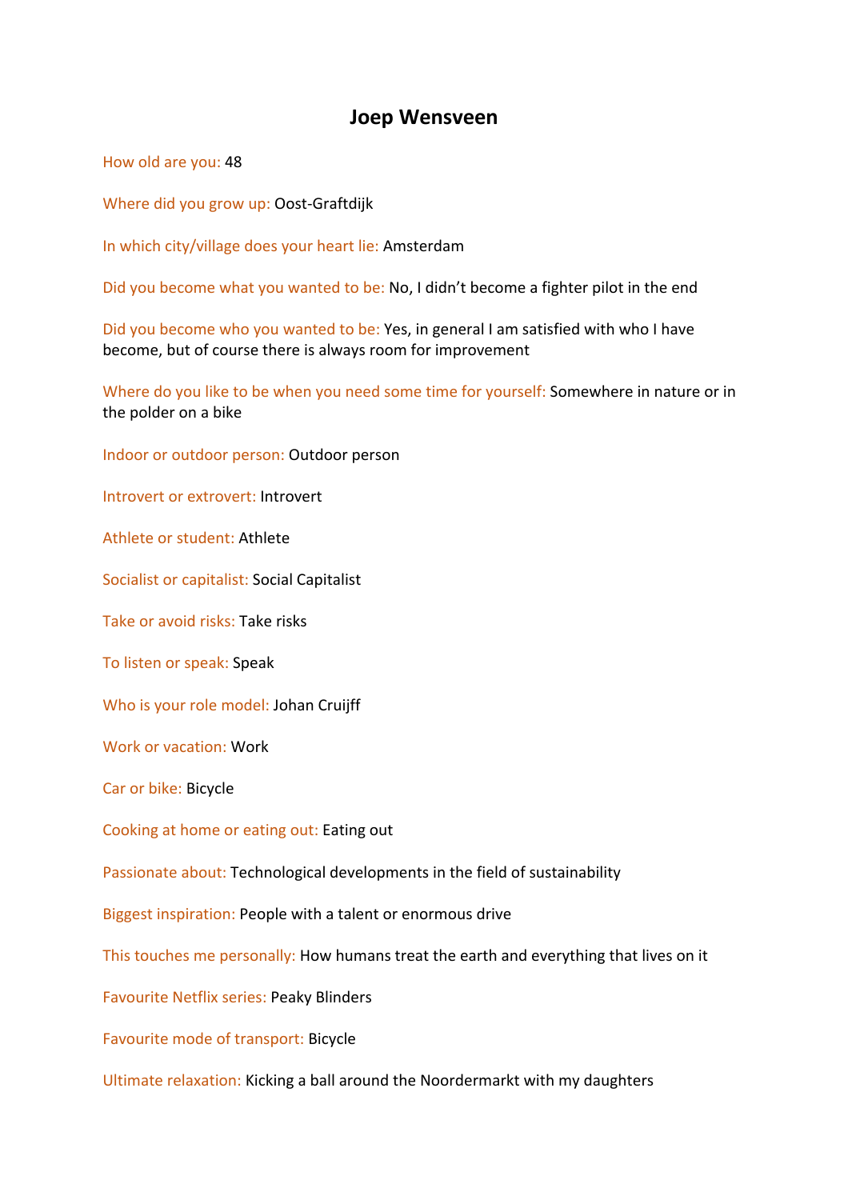# Joep Wensveen

How old are you: 48

Where did you grow up: Oost-Graftdijk

In which city/village does your heart lie: Amsterdam

Did you become what you wanted to be: No, I didn’t become a fighter pilot in the end

Did you become who you wanted to be: Yes, in general I am satisfied with who I have become, but of course there is always room for improvement

Where do you like to be when you need some time for yourself: Somewhere in nature or in the polder on a bike

Indoor or outdoor person: Outdoor person

Introvert or extrovert: Introvert

Athlete or student: Athlete

Socialist or capitalist: Social Capitalist

Take or avoid risks: Take risks

To listen or speak: Speak

Who is your role model: Johan Cruijff

Work or vacation: Work

Car or bike: Bicycle

Cooking at home or eating out: Eating out

Passionate about: Technological developments in the field of sustainability

Biggest inspiration: People with a talent or enormous drive

This touches me personally: How humans treat the earth and everything that lives on it

Favourite Netflix series: Peaky Blinders

Favourite mode of transport: Bicycle

Ultimate relaxation: Kicking a ball around the Noordermarkt with my daughters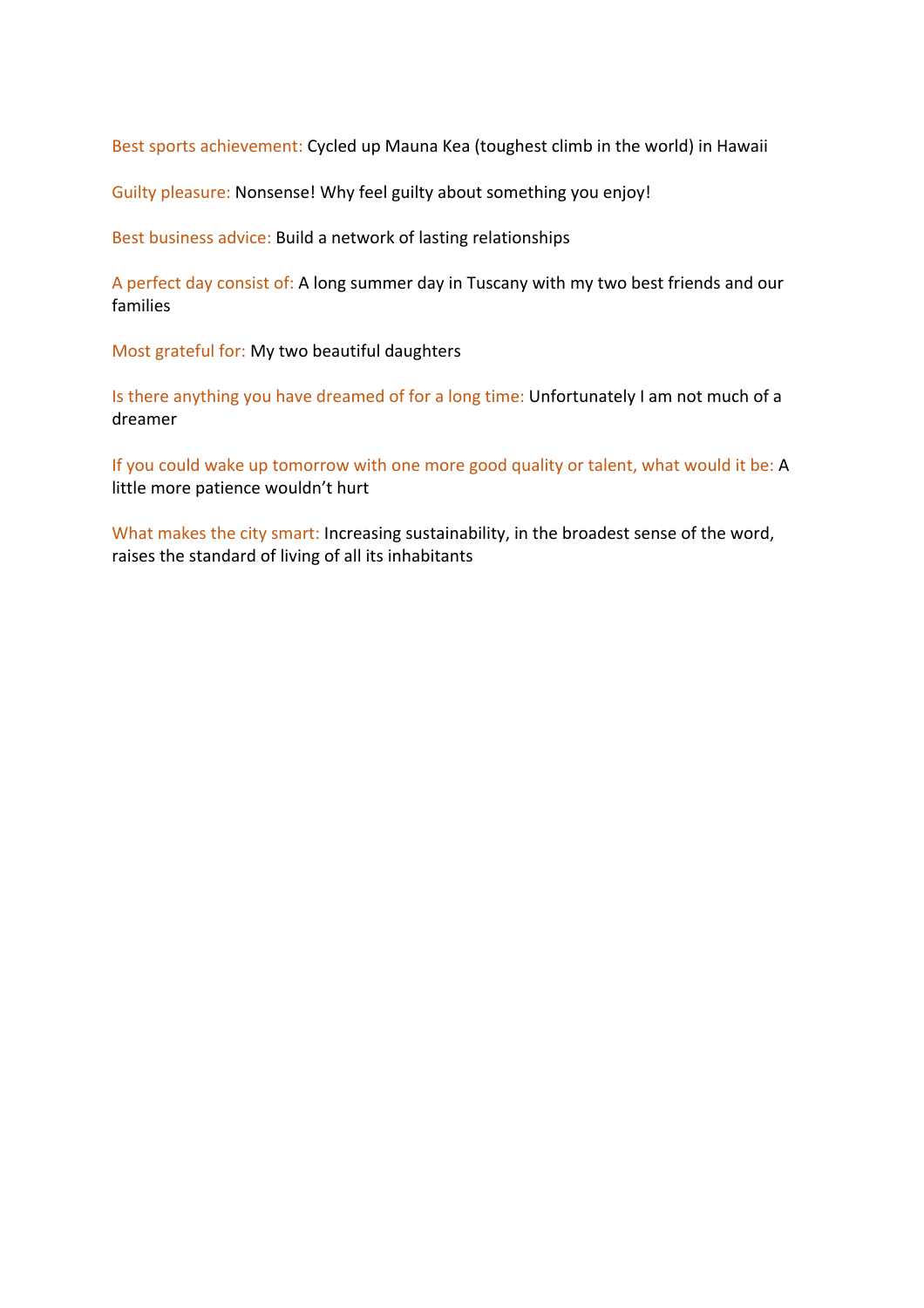Best sports achievement: Cycled up Mauna Kea (toughest climb in the world) in Hawaii

Guilty pleasure: Nonsense! Why feel guilty about something you enjoy!

Best business advice: Build a network of lasting relationships

A perfect day consist of: A long summer day in Tuscany with my two best friends and our families

Most grateful for: My two beautiful daughters

Is there anything you have dreamed of for a long time: Unfortunately I am not much of a dreamer

If you could wake up tomorrow with one more good quality or talent, what would it be: A little more patience wouldn't hurt

What makes the city smart: Increasing sustainability, in the broadest sense of the word, raises the standard of living of all its inhabitants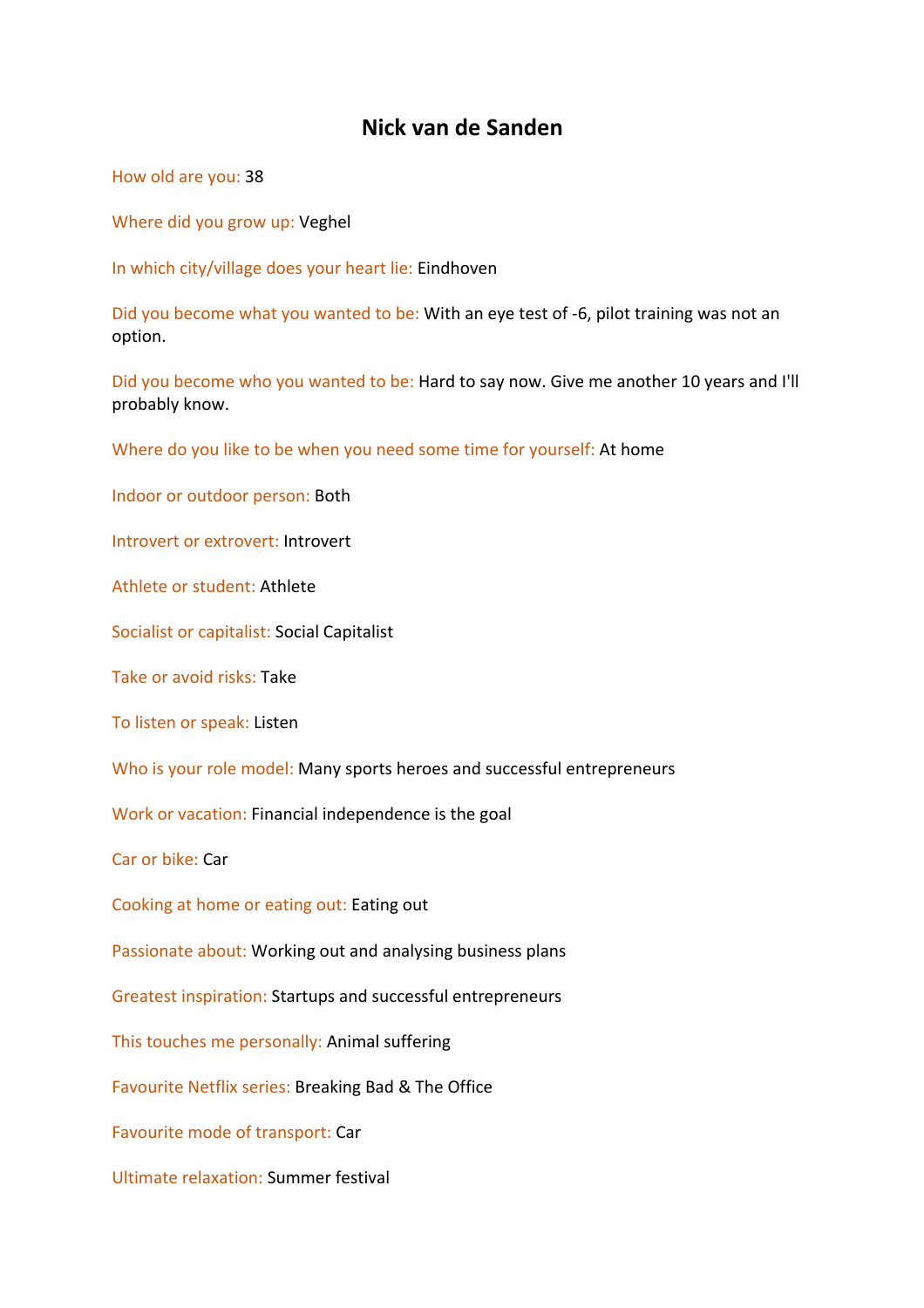# Nick van de Sanden

How old are you: 38

Where did you grow up: Veghel

In which city/village does your heart lie: Eindhoven

Did you become what you wanted to be: With an eye test of -6, pilot training was not an option.

Did you become who you wanted to be: Hard to say now. Give me another 10 years and I'll probably know.

Where do you like to be when you need some time for yourself: At home

Indoor or outdoor person: Both

Introvert or extrovert: Introvert

Athlete or student: Athlete

Socialist or capitalist: Social Capitalist

Take or avoid risks: Take

To listen or speak: Listen

Who is your role model: Many sports heroes and successful entrepreneurs

Work or vacation: Financial independence is the goal

Car or bike: Car

Cooking at home or eating out: Eating out

Passionate about: Working out and analysing business plans

Greatest inspiration: Startups and successful entrepreneurs

This touches me personally: Animal suffering

Favourite Netflix series: Breaking Bad & The Office

Favourite mode of transport: Car

Ultimate relaxation: Summer festival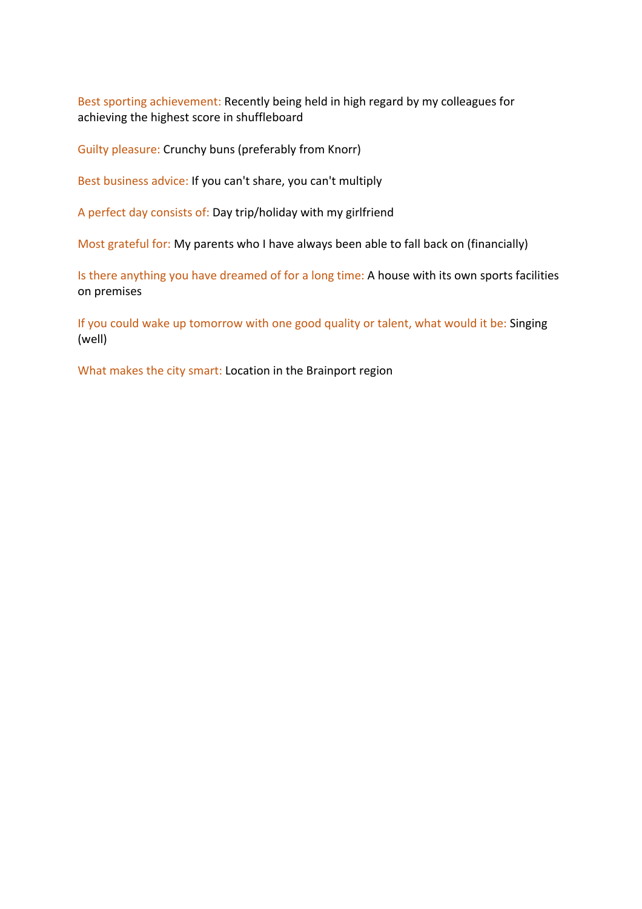Best sporting achievement: Recently being held in high regard by my colleagues for achieving the highest score in shuffleboard

Guilty pleasure: Crunchy buns (preferably from Knorr)

Best business advice: If you can't share, you can't multiply

A perfect day consists of: Day trip/holiday with my girlfriend

Most grateful for: My parents who I have always been able to fall back on (financially)

Is there anything you have dreamed of for a long time: A house with its own sports facilities on premises

If you could wake up tomorrow with one good quality or talent, what would it be: Singing (well)

What makes the city smart: Location in the Brainport region